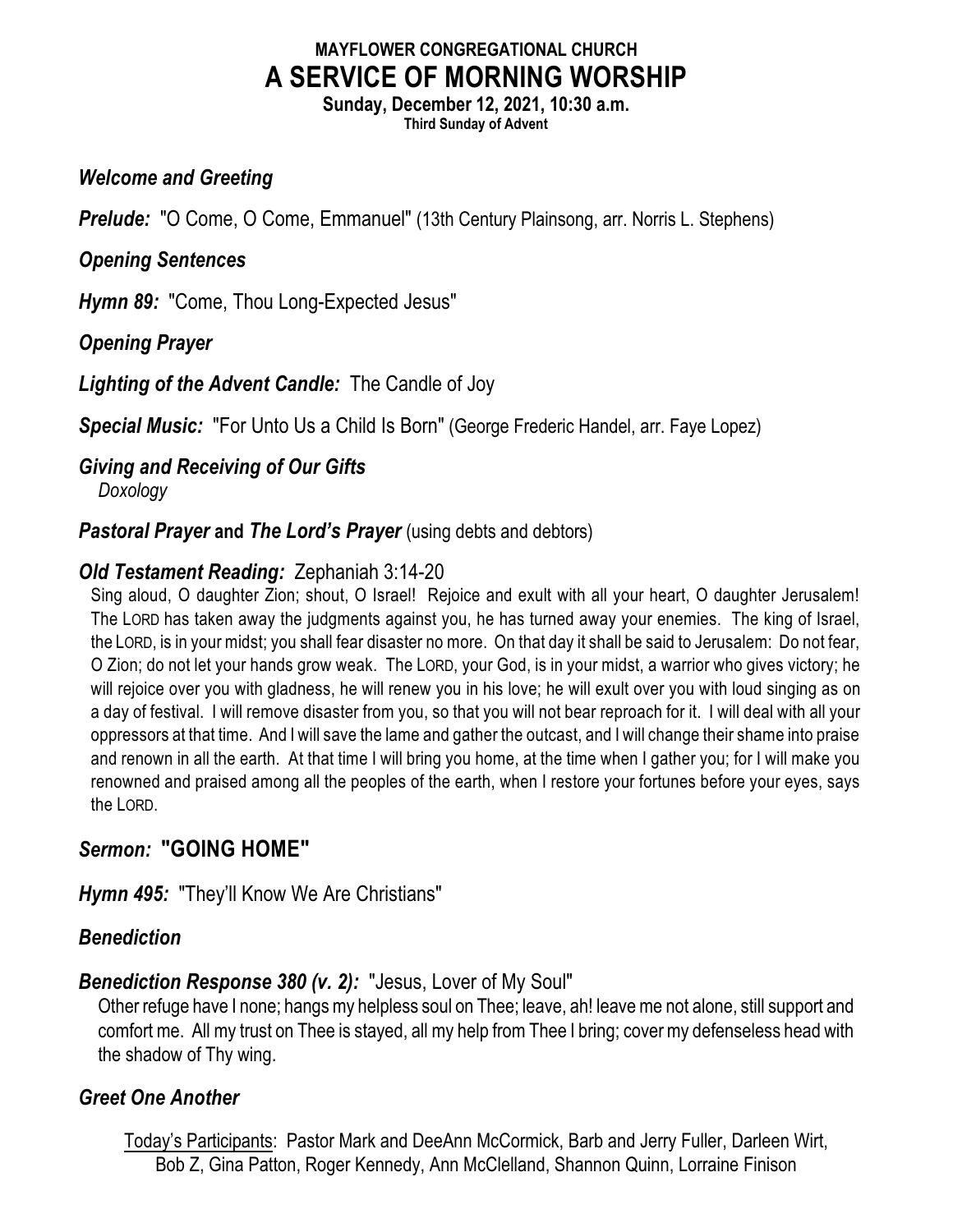# MAYFLOWER CONGREGATIONAL CHURCH
# A SERVICE OF MORNING WORSHIP

**Sunday, December 12, 2021, 10:30 a.m.**
**Third Sunday of Advent**

***Welcome and Greeting***

***Prelude:*** "O Come, O Come, Emmanuel" (13th Century Plainsong, arr. Norris L. Stephens)

***Opening Sentences***

***Hymn 89:*** "Come, Thou Long-Expected Jesus"

***Opening Prayer***

***Lighting of the Advent Candle:*** The Candle of Joy

***Special Music:*** "For Unto Us a Child Is Born" (George Frederic Handel, arr. Faye Lopez)

***Giving and Receiving of Our Gifts***
*Doxology*

***Pastoral Prayer* and *The Lord's Prayer*** (using debts and debtors)

***Old Testament Reading:*** Zephaniah 3:14-20

Sing aloud, O daughter Zion; shout, O Israel! Rejoice and exult with all your heart, O daughter Jerusalem! The LORD has taken away the judgments against you, he has turned away your enemies. The king of Israel, the LORD, is in your midst; you shall fear disaster no more. On that day it shall be said to Jerusalem: Do not fear, O Zion; do not let your hands grow weak. The LORD, your God, is in your midst, a warrior who gives victory; he will rejoice over you with gladness, he will renew you in his love; he will exult over you with loud singing as on a day of festival. I will remove disaster from you, so that you will not bear reproach for it. I will deal with all your oppressors at that time. And I will save the lame and gather the outcast, and I will change their shame into praise and renown in all the earth. At that time I will bring you home, at the time when I gather you; for I will make you renowned and praised among all the peoples of the earth, when I restore your fortunes before your eyes, says the LORD.

***Sermon:*** **"GOING HOME"**

***Hymn 495:*** "They'll Know We Are Christians"

***Benediction***

***Benediction Response 380 (v. 2):*** "Jesus, Lover of My Soul"

Other refuge have I none; hangs my helpless soul on Thee; leave, ah! leave me not alone, still support and comfort me. All my trust on Thee is stayed, all my help from Thee I bring; cover my defenseless head with the shadow of Thy wing.

***Greet One Another***

Today's Participants: Pastor Mark and DeeAnn McCormick, Barb and Jerry Fuller, Darleen Wirt, Bob Z, Gina Patton, Roger Kennedy, Ann McClelland, Shannon Quinn, Lorraine Finison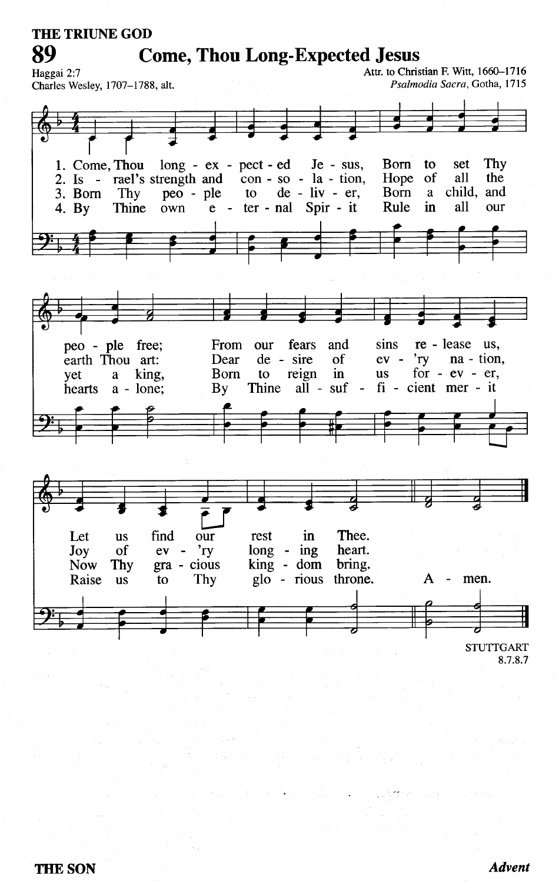THE TRIUNE GOD

# 89 Come, Thou Long-Expected Jesus

Haggai 2:7
Charles Wesley, 1707–1788, alt.

Attr. to Christian F. Witt, 1660–1716
*Psalmodia Sacra*, Gotha, 1715

1. Come, Thou long - ex - pect - ed Je - sus, Born to set Thy peo - ple free; From our fears and sins re - lease us, Let us find our rest in Thee.
2. Is - rael's strength and con - so - la - tion, Hope of all the earth Thou art: Dear de - sire of ev - 'ry na - tion, Joy of ev - 'ry long - ing heart.
3. Born Thy peo - ple to de - liv - er, Born a child, and yet a king, Born to reign in us for - ev - er, Now Thy gra - cious king - dom bring.
4. By Thine own e - ter - nal Spir - it Rule in all our hearts a - lone; By Thine all - suf - fi - cient mer - it Raise us to Thy glo - rious throne. A - men.

STUTTGART
8.7.8.7

THE SON

*Advent*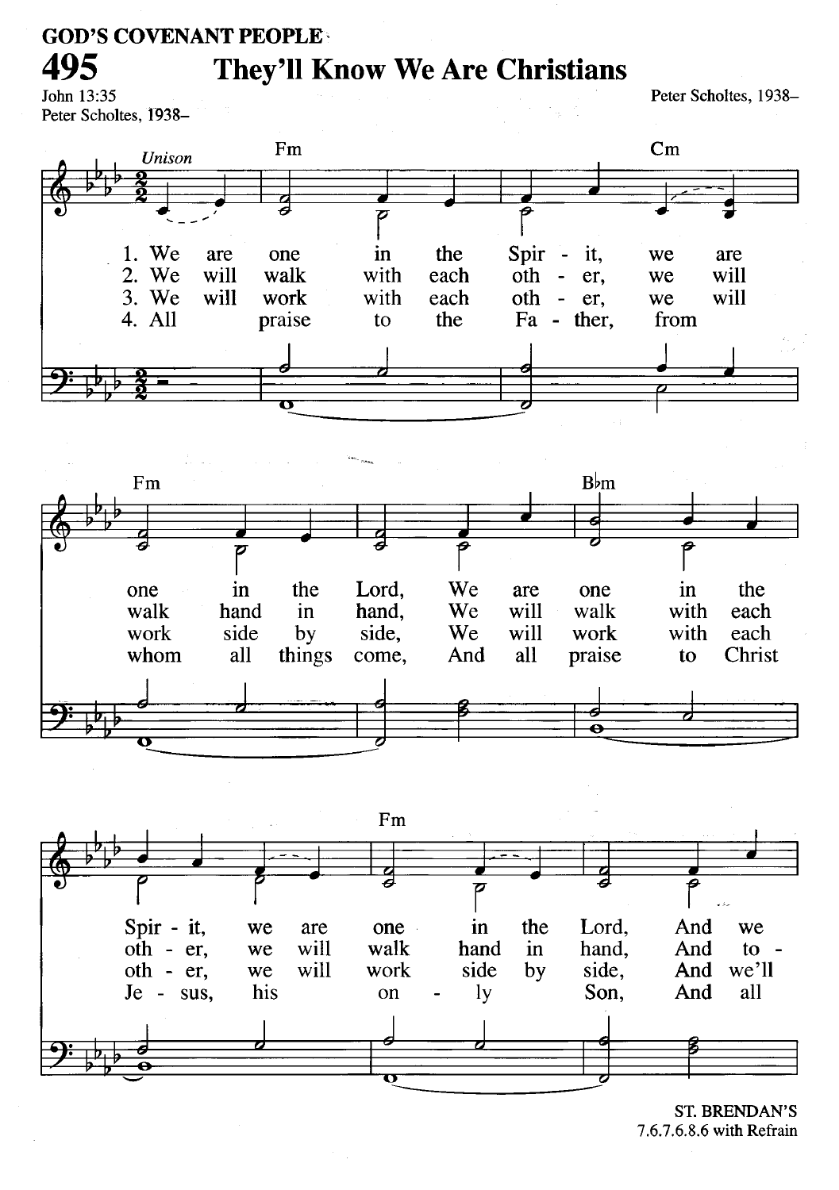GOD'S COVENANT PEOPLE

# 495 They'll Know We Are Christians

John 13:35
Peter Scholtes, 1938–

Peter Scholtes, 1938–

*Unison*

Fm Cm Fm B♭m Fm

1. We are one in the Spir - it, we are one in the Lord, We are one in the Spir - it, we are one in the Lord, And we
2. We will walk with each oth - er, we will walk hand in hand, We will walk with each oth - er, we will walk hand in hand, And to -
3. We will work with each oth - er, we will work side by side, We will work with each oth - er, we will work side by side, And we'll
4. All praise to the Fa - ther, from whom all things come, And all praise to Christ Je - sus, his on - ly Son, And all

ST. BRENDAN'S
7.6.7.6.8.6 with Refrain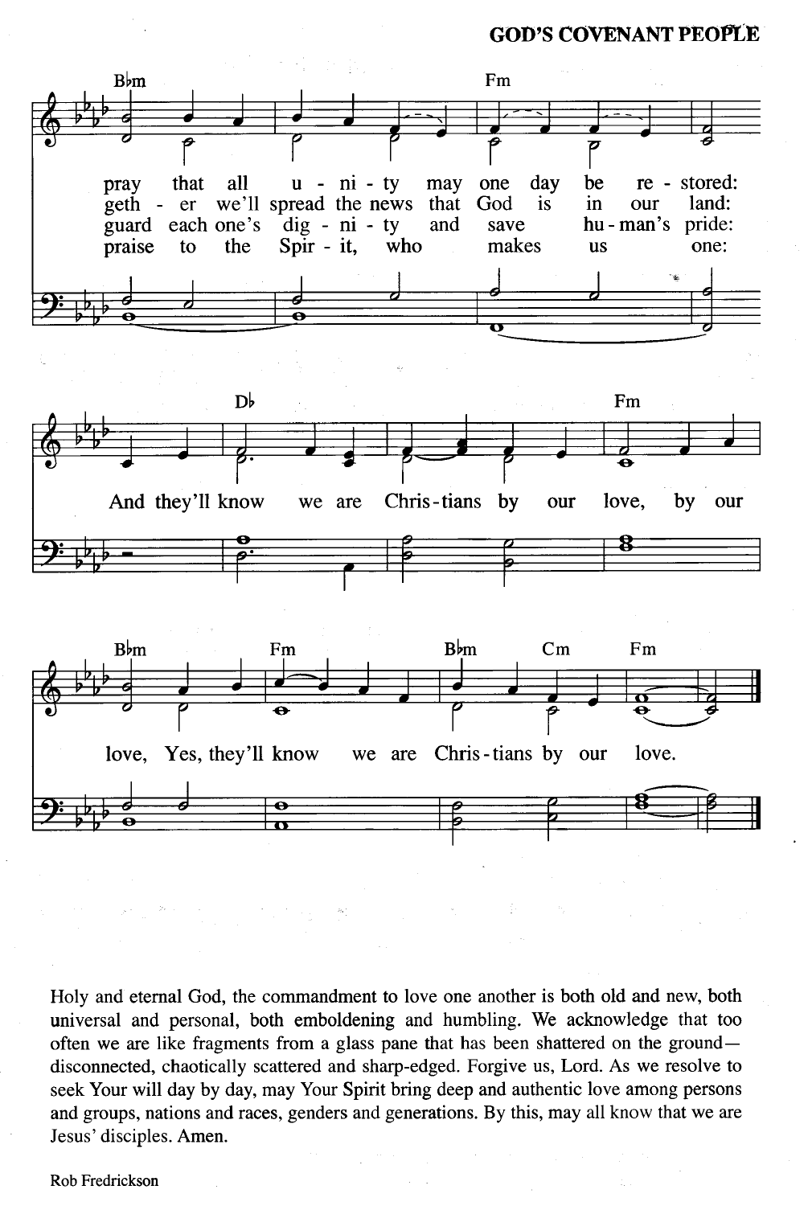Bbm Fm

pray that all u - ni - ty may one day be re - stored:
geth - er we'll spread the news that God is in our land:
guard each one's dig - ni - ty and save hu - man's pride:
praise to the Spir - it, who makes us one:

Db Fm

And they'll know we are Chris - tians by our love, by our

Bbm Fm Bbm Cm Fm

love, Yes, they'll know we are Chris - tians by our love.

Holy and eternal God, the commandment to love one another is both old and new, both universal and personal, both emboldening and humbling. We acknowledge that too often we are like fragments from a glass pane that has been shattered on the ground—disconnected, chaotically scattered and sharp-edged. Forgive us, Lord. As we resolve to seek Your will day by day, may Your Spirit bring deep and authentic love among persons and groups, nations and races, genders and generations. By this, may all know that we are Jesus' disciples. Amen.

Rob Fredrickson